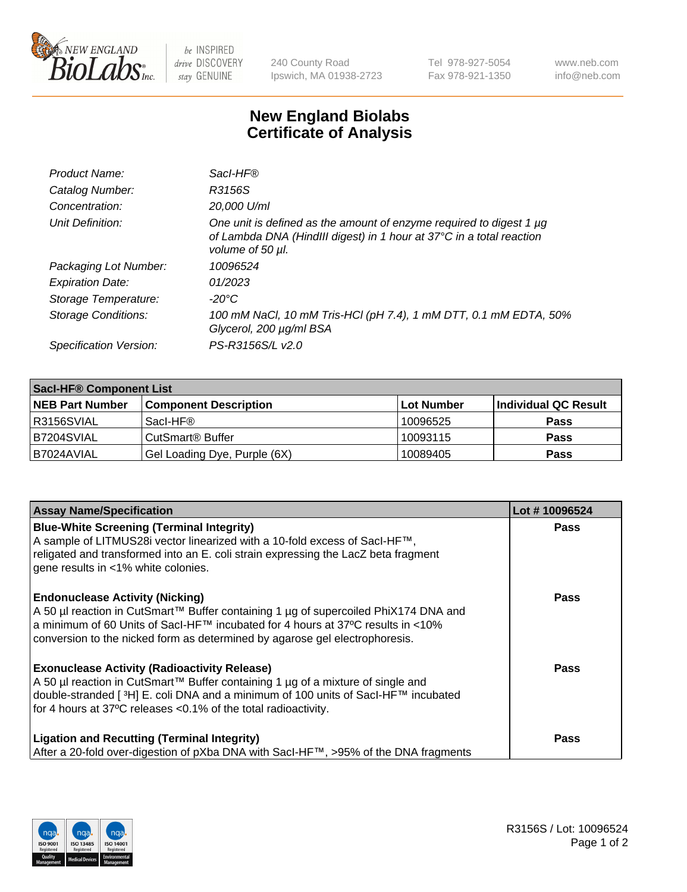240 County Road
Ipswich, MA 01938-2723

Tel 978-927-5054
Fax 978-921-1350

www.neb.com
info@neb.com

# New England Biolabs
# Certificate of Analysis

| | |
|---|---|
| *Product Name:* | *SacI-HF®* |
| *Catalog Number:* | *R3156S* |
| *Concentration:* | *20,000 U/ml* |
| *Unit Definition:* | *One unit is defined as the amount of enzyme required to digest 1 µg of Lambda DNA (HindIII digest) in 1 hour at 37°C in a total reaction volume of 50 µl.* |
| *Packaging Lot Number:* | *10096524* |
| *Expiration Date:* | *01/2023* |
| *Storage Temperature:* | *-20°C* |
| *Storage Conditions:* | *100 mM NaCl, 10 mM Tris-HCl (pH 7.4), 1 mM DTT, 0.1 mM EDTA, 50% Glycerol, 200 µg/ml BSA* |
| *Specification Version:* | *PS-R3156S/L v2.0* |

| SacI-HF® Component List | | | |
|---|---|---|---|
| **NEB Part Number** | **Component Description** | **Lot Number** | **Individual QC Result** |
| R3156SVIAL | SacI-HF® | 10096525 | **Pass** |
| B7204SVIAL | CutSmart® Buffer | 10093115 | **Pass** |
| B7024AVIAL | Gel Loading Dye, Purple (6X) | 10089405 | **Pass** |

| Assay Name/Specification | Lot # 10096524 |
|---|---|
| **Blue-White Screening (Terminal Integrity)** A sample of LITMUS28i vector linearized with a 10-fold excess of SacI-HF™, religated and transformed into an E. coli strain expressing the LacZ beta fragment gene results in <1% white colonies. | **Pass** |
| **Endonuclease Activity (Nicking)** A 50 µl reaction in CutSmart™ Buffer containing 1 µg of supercoiled PhiX174 DNA and a minimum of 60 Units of SacI-HF™ incubated for 4 hours at 37ºC results in <10% conversion to the nicked form as determined by agarose gel electrophoresis. | **Pass** |
| **Exonuclease Activity (Radioactivity Release)** A 50 µl reaction in CutSmart™ Buffer containing 1 µg of a mixture of single and double-stranded [ $^3$H] E. coli DNA and a minimum of 100 units of SacI-HF™ incubated for 4 hours at 37ºC releases <0.1% of the total radioactivity. | **Pass** |
| **Ligation and Recutting (Terminal Integrity)** After a 20-fold over-digestion of pXba DNA with SacI-HF™, >95% of the DNA fragments | **Pass** |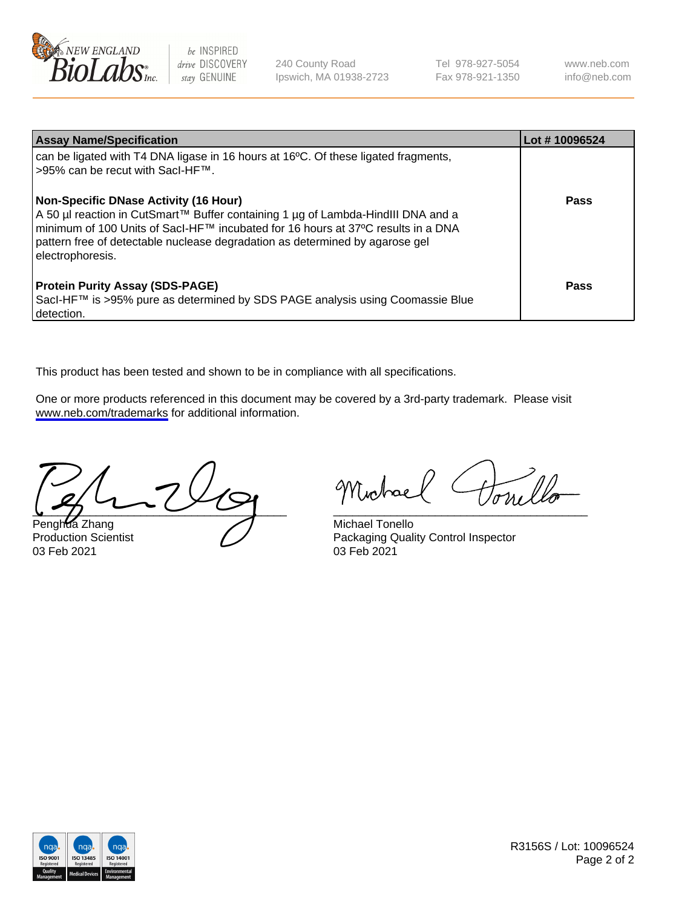| Assay Name/Specification | Lot # 10096524 |
| --- | --- |
| can be ligated with T4 DNA ligase in 16 hours at 16ºC. Of these ligated fragments, >95% can be recut with SacI-HF™. | |
| **Non-Specific DNase Activity (16 Hour)**<br>A 50 µl reaction in CutSmart™ Buffer containing 1 µg of Lambda-HindIII DNA and a minimum of 100 Units of SacI-HF™ incubated for 16 hours at 37ºC results in a DNA pattern free of detectable nuclease degradation as determined by agarose gel electrophoresis. | **Pass** |
| **Protein Purity Assay (SDS-PAGE)**<br>SacI-HF™ is >95% pure as determined by SDS PAGE analysis using Coomassie Blue detection. | **Pass** |

This product has been tested and shown to be in compliance with all specifications.

One or more products referenced in this document may be covered by a 3rd-party trademark. Please visit www.neb.com/trademarks for additional information.

Penghua Zhang
Production Scientist
03 Feb 2021

Michael Tonello
Packaging Quality Control Inspector
03 Feb 2021

R3156S / Lot: 10096524